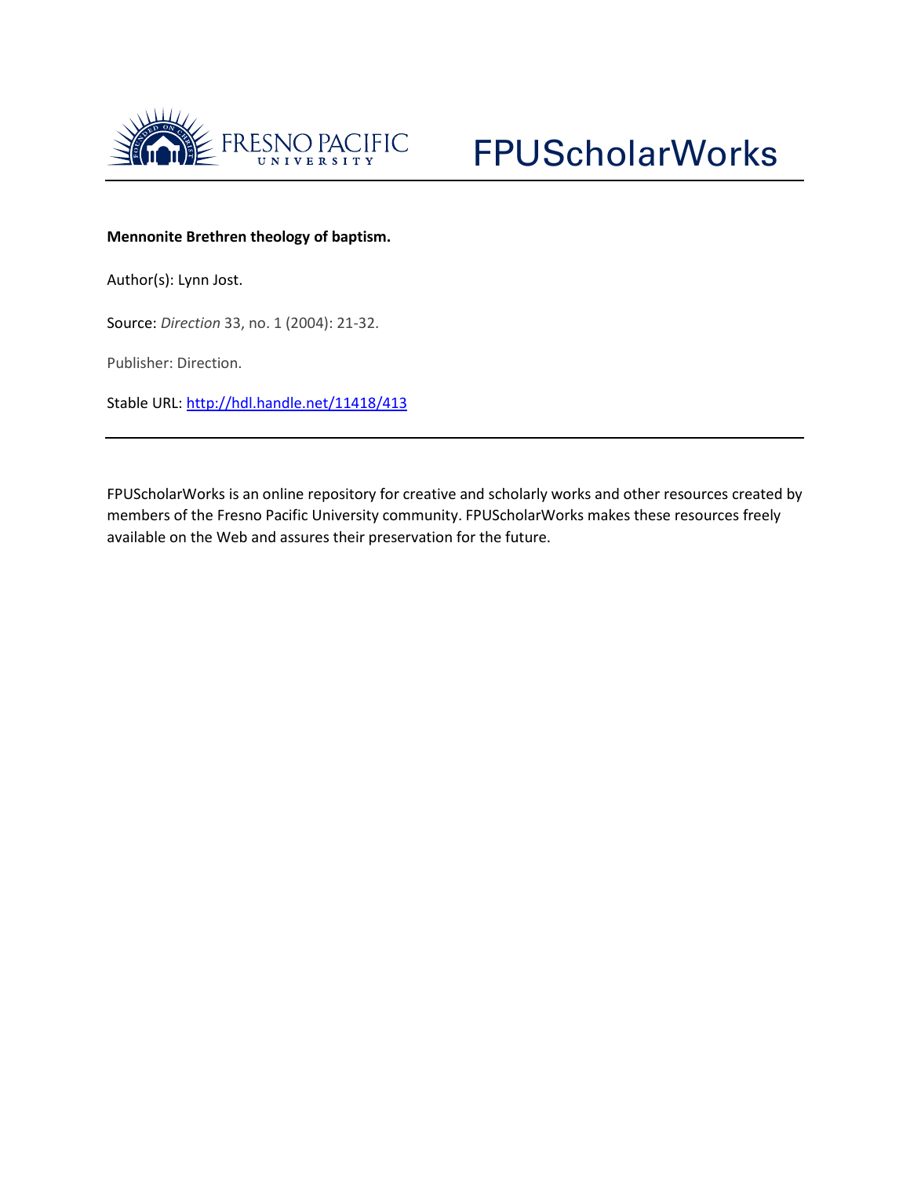FRESNO PACIFIC UNIVERSITY

FPUScholarWorks

**Mennonite Brethren theology of baptism.**

Author(s): Lynn Jost.

Source: *Direction* 33, no. 1 (2004): 21-32.

Publisher: Direction.

Stable URL: http://hdl.handle.net/11418/413

---

FPUScholarWorks is an online repository for creative and scholarly works and other resources created by members of the Fresno Pacific University community. FPUScholarWorks makes these resources freely available on the Web and assures their preservation for the future.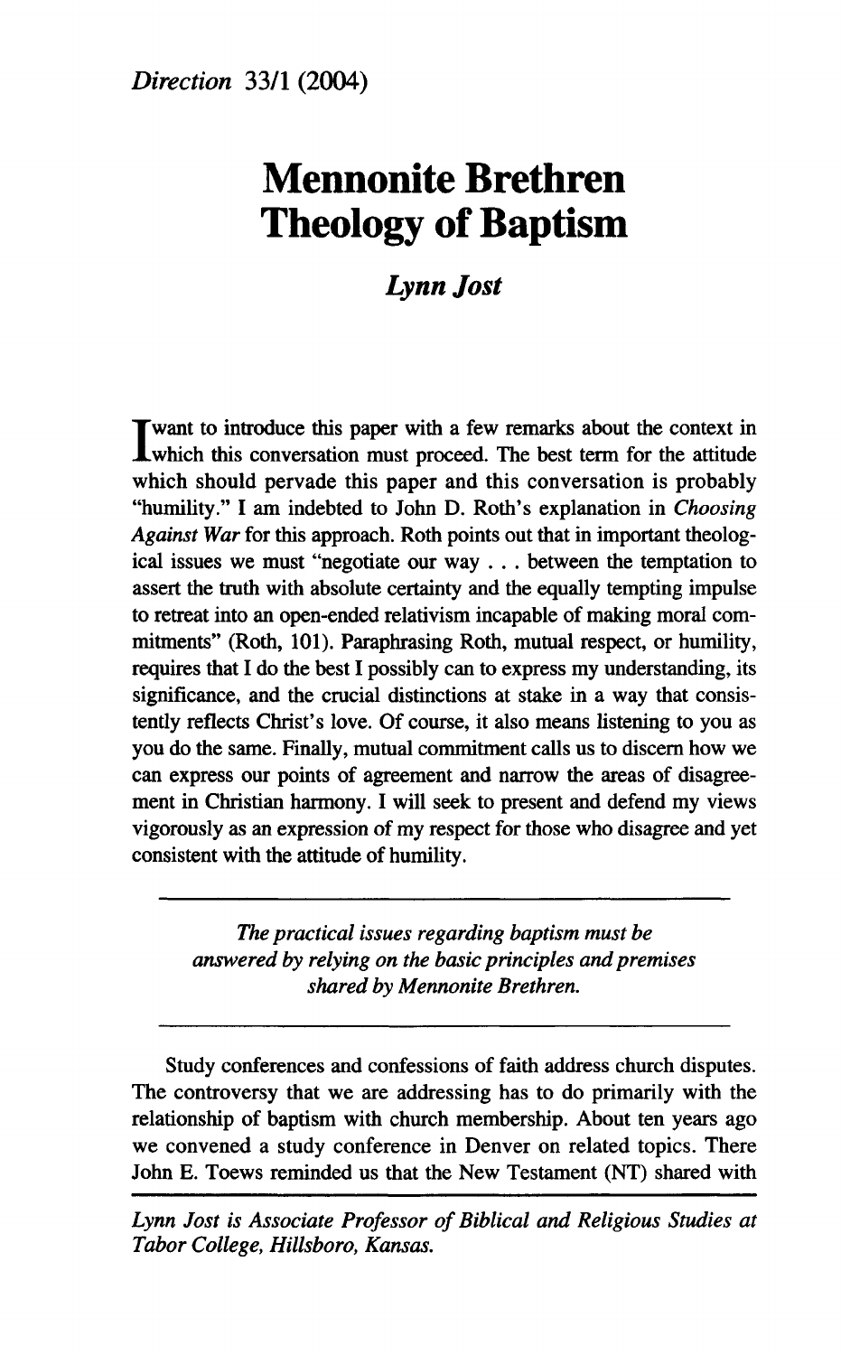# Mennonite Brethren Theology of Baptism

### *Lynn Jost*

I want to introduce this paper with a few remarks about the context in which this conversation must proceed. The best term for the attitude which should pervade this paper and this conversation is probably "humility." I am indebted to John D. Roth's explanation in *Choosing Against War* for this approach. Roth points out that in important theological issues we must "negotiate our way . . . between the temptation to assert the truth with absolute certainty and the equally tempting impulse to retreat into an open-ended relativism incapable of making moral commitments" (Roth, 101). Paraphrasing Roth, mutual respect, or humility, requires that I do the best I possibly can to express my understanding, its significance, and the crucial distinctions at stake in a way that consistently reflects Christ's love. Of course, it also means listening to you as you do the same. Finally, mutual commitment calls us to discern how we can express our points of agreement and narrow the areas of disagreement in Christian harmony. I will seek to present and defend my views vigorously as an expression of my respect for those who disagree and yet consistent with the attitude of humility.

---

*The practical issues regarding baptism must be answered by relying on the basic principles and premises shared by Mennonite Brethren.*

---

Study conferences and confessions of faith address church disputes. The controversy that we are addressing has to do primarily with the relationship of baptism with church membership. About ten years ago we convened a study conference in Denver on related topics. There John E. Toews reminded us that the New Testament (NT) shared with

---

*Lynn Jost is Associate Professor of Biblical and Religious Studies at Tabor College, Hillsboro, Kansas.*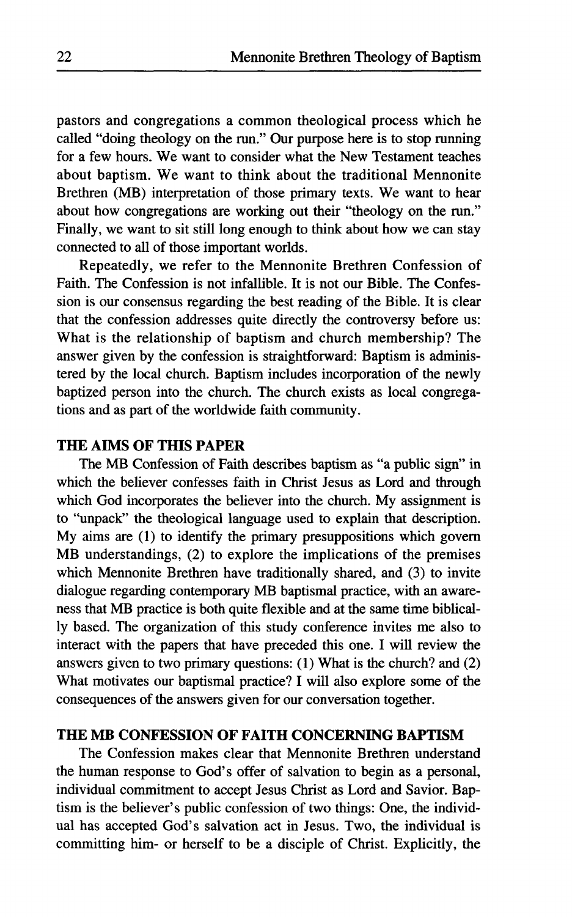pastors and congregations a common theological process which he called "doing theology on the run." Our purpose here is to stop running for a few hours. We want to consider what the New Testament teaches about baptism. We want to think about the traditional Mennonite Brethren (MB) interpretation of those primary texts. We want to hear about how congregations are working out their "theology on the run." Finally, we want to sit still long enough to think about how we can stay connected to all of those important worlds.

Repeatedly, we refer to the Mennonite Brethren Confession of Faith. The Confession is not infallible. It is not our Bible. The Confession is our consensus regarding the best reading of the Bible. It is clear that the confession addresses quite directly the controversy before us: What is the relationship of baptism and church membership? The answer given by the confession is straightforward: Baptism is administered by the local church. Baptism includes incorporation of the newly baptized person into the church. The church exists as local congregations and as part of the worldwide faith community.

## THE AIMS OF THIS PAPER

The MB Confession of Faith describes baptism as "a public sign" in which the believer confesses faith in Christ Jesus as Lord and through which God incorporates the believer into the church. My assignment is to "unpack" the theological language used to explain that description. My aims are (1) to identify the primary presuppositions which govern MB understandings, (2) to explore the implications of the premises which Mennonite Brethren have traditionally shared, and (3) to invite dialogue regarding contemporary MB baptismal practice, with an awareness that MB practice is both quite flexible and at the same time biblically based. The organization of this study conference invites me also to interact with the papers that have preceded this one. I will review the answers given to two primary questions: (1) What is the church? and (2) What motivates our baptismal practice? I will also explore some of the consequences of the answers given for our conversation together.

## THE MB CONFESSION OF FAITH CONCERNING BAPTISM

The Confession makes clear that Mennonite Brethren understand the human response to God's offer of salvation to begin as a personal, individual commitment to accept Jesus Christ as Lord and Savior. Baptism is the believer's public confession of two things: One, the individual has accepted God's salvation act in Jesus. Two, the individual is committing him- or herself to be a disciple of Christ. Explicitly, the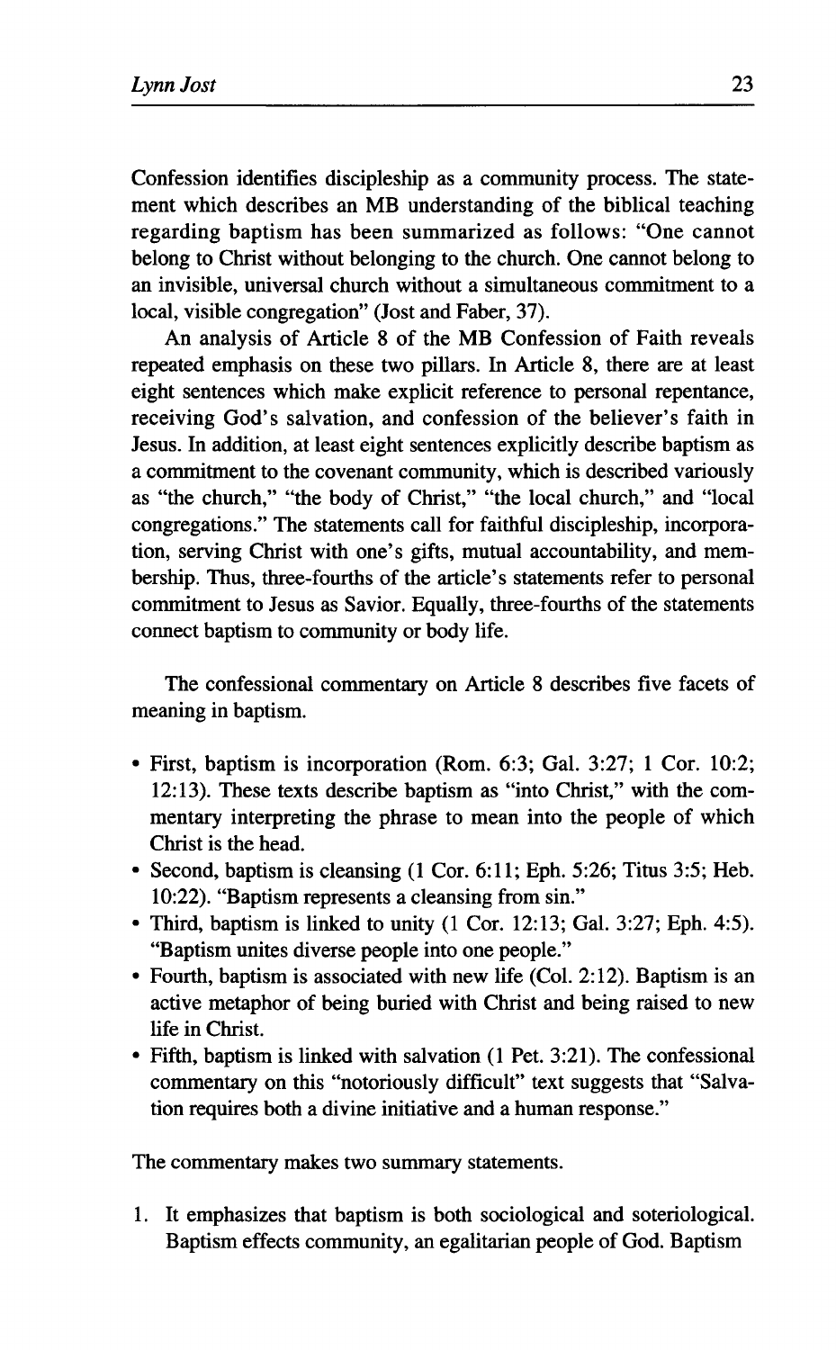Confession identifies discipleship as a community process. The statement which describes an MB understanding of the biblical teaching regarding baptism has been summarized as follows: "One cannot belong to Christ without belonging to the church. One cannot belong to an invisible, universal church without a simultaneous commitment to a local, visible congregation" (Jost and Faber, 37).

An analysis of Article 8 of the MB Confession of Faith reveals repeated emphasis on these two pillars. In Article 8, there are at least eight sentences which make explicit reference to personal repentance, receiving God's salvation, and confession of the believer's faith in Jesus. In addition, at least eight sentences explicitly describe baptism as a commitment to the covenant community, which is described variously as "the church," "the body of Christ," "the local church," and "local congregations." The statements call for faithful discipleship, incorporation, serving Christ with one's gifts, mutual accountability, and membership. Thus, three-fourths of the article's statements refer to personal commitment to Jesus as Savior. Equally, three-fourths of the statements connect baptism to community or body life.

The confessional commentary on Article 8 describes five facets of meaning in baptism.

- First, baptism is incorporation (Rom. 6:3; Gal. 3:27; 1 Cor. 10:2; 12:13). These texts describe baptism as "into Christ," with the commentary interpreting the phrase to mean into the people of which Christ is the head.
- Second, baptism is cleansing (1 Cor. 6:11; Eph. 5:26; Titus 3:5; Heb. 10:22). "Baptism represents a cleansing from sin."
- Third, baptism is linked to unity (1 Cor. 12:13; Gal. 3:27; Eph. 4:5). "Baptism unites diverse people into one people."
- Fourth, baptism is associated with new life (Col. 2:12). Baptism is an active metaphor of being buried with Christ and being raised to new life in Christ.
- Fifth, baptism is linked with salvation (1 Pet. 3:21). The confessional commentary on this "notoriously difficult" text suggests that "Salvation requires both a divine initiative and a human response."

The commentary makes two summary statements.

1. It emphasizes that baptism is both sociological and soteriological. Baptism effects community, an egalitarian people of God. Baptism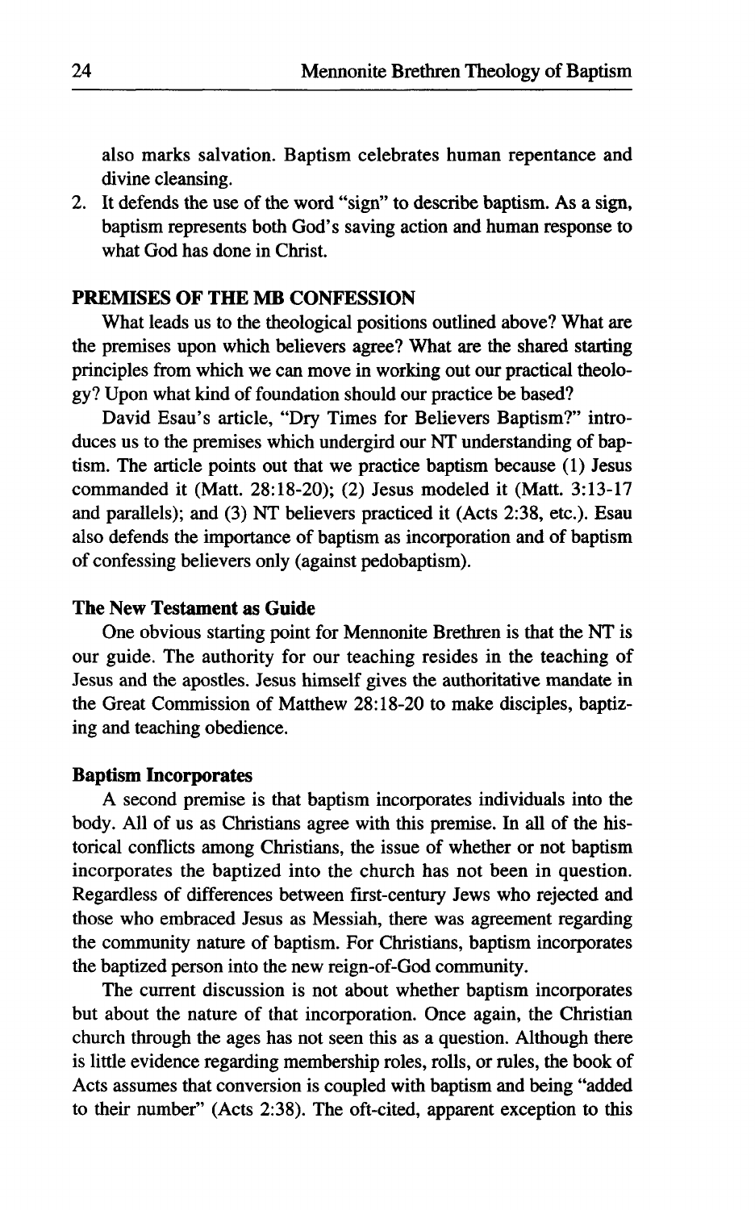also marks salvation. Baptism celebrates human repentance and divine cleansing.

2. It defends the use of the word "sign" to describe baptism. As a sign, baptism represents both God's saving action and human response to what God has done in Christ.

## PREMISES OF THE MB CONFESSION

What leads us to the theological positions outlined above? What are the premises upon which believers agree? What are the shared starting principles from which we can move in working out our practical theology? Upon what kind of foundation should our practice be based?

David Esau's article, "Dry Times for Believers Baptism?" introduces us to the premises which undergird our NT understanding of baptism. The article points out that we practice baptism because (1) Jesus commanded it (Matt. 28:18-20); (2) Jesus modeled it (Matt. 3:13-17 and parallels); and (3) NT believers practiced it (Acts 2:38, etc.). Esau also defends the importance of baptism as incorporation and of baptism of confessing believers only (against pedobaptism).

### The New Testament as Guide

One obvious starting point for Mennonite Brethren is that the NT is our guide. The authority for our teaching resides in the teaching of Jesus and the apostles. Jesus himself gives the authoritative mandate in the Great Commission of Matthew 28:18-20 to make disciples, baptizing and teaching obedience.

### Baptism Incorporates

A second premise is that baptism incorporates individuals into the body. All of us as Christians agree with this premise. In all of the historical conflicts among Christians, the issue of whether or not baptism incorporates the baptized into the church has not been in question. Regardless of differences between first-century Jews who rejected and those who embraced Jesus as Messiah, there was agreement regarding the community nature of baptism. For Christians, baptism incorporates the baptized person into the new reign-of-God community.

The current discussion is not about whether baptism incorporates but about the nature of that incorporation. Once again, the Christian church through the ages has not seen this as a question. Although there is little evidence regarding membership roles, rolls, or rules, the book of Acts assumes that conversion is coupled with baptism and being "added to their number" (Acts 2:38). The oft-cited, apparent exception to this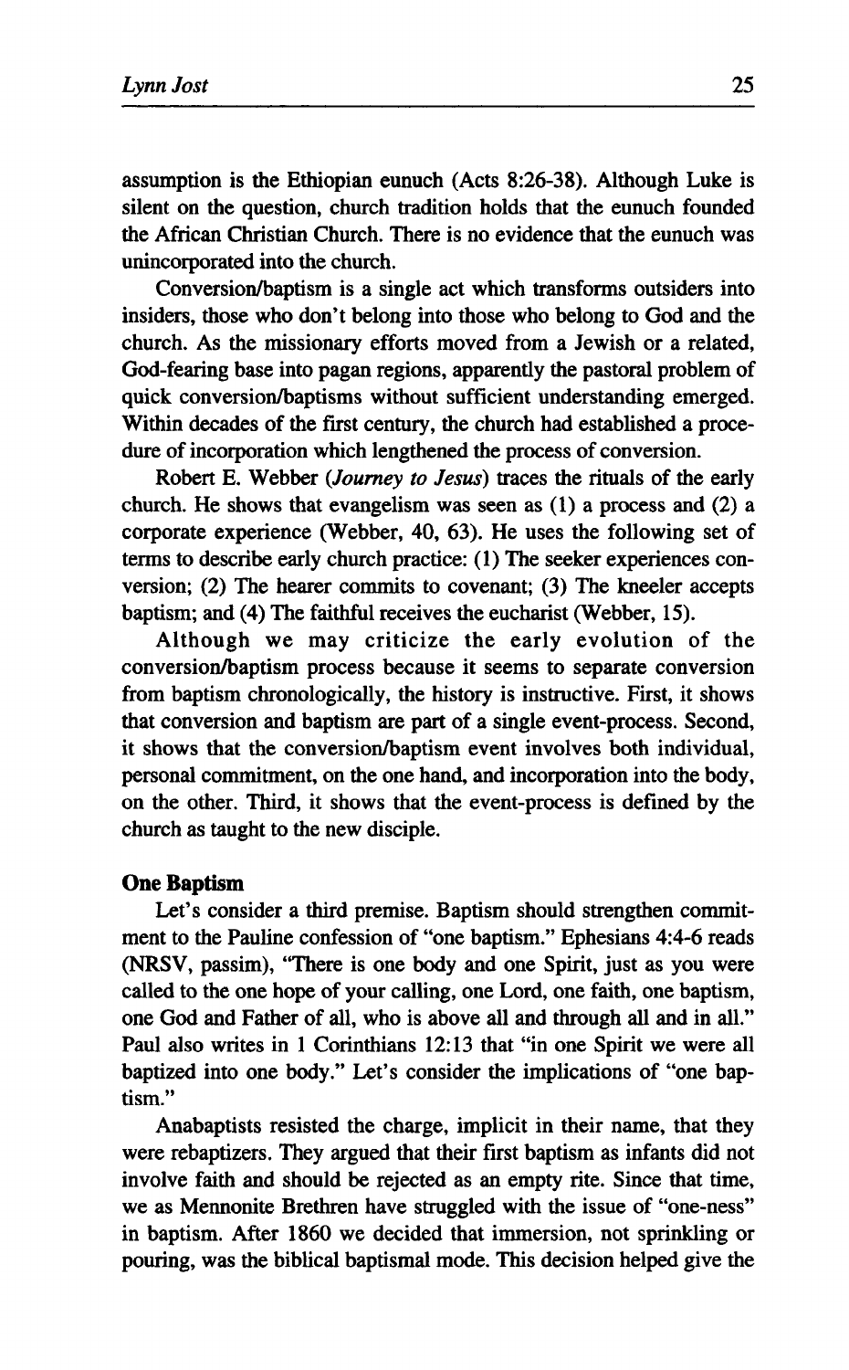assumption is the Ethiopian eunuch (Acts 8:26-38). Although Luke is silent on the question, church tradition holds that the eunuch founded the African Christian Church. There is no evidence that the eunuch was unincorporated into the church.

Conversion/baptism is a single act which transforms outsiders into insiders, those who don't belong into those who belong to God and the church. As the missionary efforts moved from a Jewish or a related, God-fearing base into pagan regions, apparently the pastoral problem of quick conversion/baptisms without sufficient understanding emerged. Within decades of the first century, the church had established a procedure of incorporation which lengthened the process of conversion.

Robert E. Webber (*Journey to Jesus*) traces the rituals of the early church. He shows that evangelism was seen as (1) a process and (2) a corporate experience (Webber, 40, 63). He uses the following set of terms to describe early church practice: (1) The seeker experiences conversion; (2) The hearer commits to covenant; (3) The kneeler accepts baptism; and (4) The faithful receives the eucharist (Webber, 15).

Although we may criticize the early evolution of the conversion/baptism process because it seems to separate conversion from baptism chronologically, the history is instructive. First, it shows that conversion and baptism are part of a single event-process. Second, it shows that the conversion/baptism event involves both individual, personal commitment, on the one hand, and incorporation into the body, on the other. Third, it shows that the event-process is defined by the church as taught to the new disciple.

### One Baptism

Let's consider a third premise. Baptism should strengthen commitment to the Pauline confession of "one baptism." Ephesians 4:4-6 reads (NRSV, passim), "There is one body and one Spirit, just as you were called to the one hope of your calling, one Lord, one faith, one baptism, one God and Father of all, who is above all and through all and in all." Paul also writes in 1 Corinthians 12:13 that "in one Spirit we were all baptized into one body." Let's consider the implications of "one baptism."

Anabaptists resisted the charge, implicit in their name, that they were rebaptizers. They argued that their first baptism as infants did not involve faith and should be rejected as an empty rite. Since that time, we as Mennonite Brethren have struggled with the issue of "one-ness" in baptism. After 1860 we decided that immersion, not sprinkling or pouring, was the biblical baptismal mode. This decision helped give the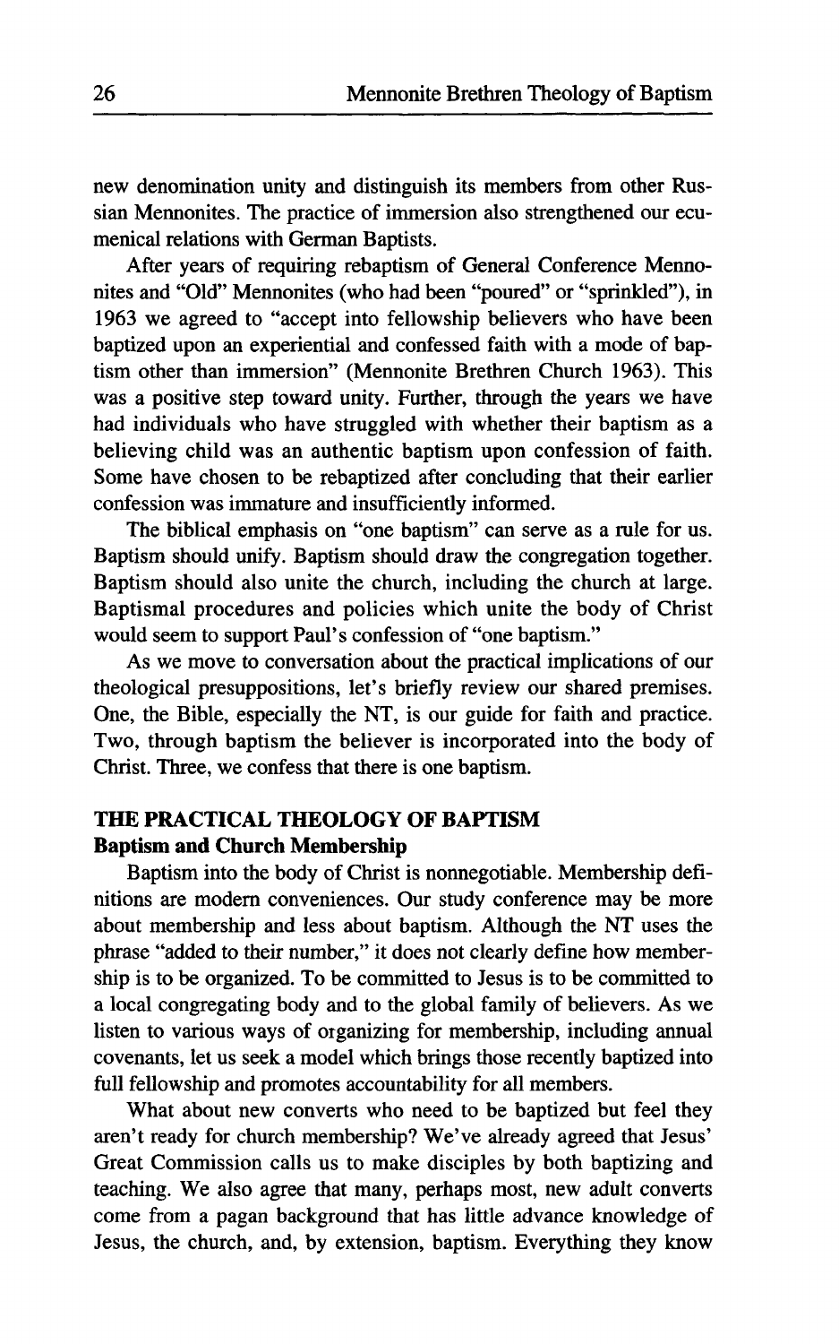new denomination unity and distinguish its members from other Russian Mennonites. The practice of immersion also strengthened our ecumenical relations with German Baptists.

After years of requiring rebaptism of General Conference Mennonites and "Old" Mennonites (who had been "poured" or "sprinkled"), in 1963 we agreed to "accept into fellowship believers who have been baptized upon an experiential and confessed faith with a mode of baptism other than immersion" (Mennonite Brethren Church 1963). This was a positive step toward unity. Further, through the years we have had individuals who have struggled with whether their baptism as a believing child was an authentic baptism upon confession of faith. Some have chosen to be rebaptized after concluding that their earlier confession was immature and insufficiently informed.

The biblical emphasis on "one baptism" can serve as a rule for us. Baptism should unify. Baptism should draw the congregation together. Baptism should also unite the church, including the church at large. Baptismal procedures and policies which unite the body of Christ would seem to support Paul's confession of "one baptism."

As we move to conversation about the practical implications of our theological presuppositions, let's briefly review our shared premises. One, the Bible, especially the NT, is our guide for faith and practice. Two, through baptism the believer is incorporated into the body of Christ. Three, we confess that there is one baptism.

## THE PRACTICAL THEOLOGY OF BAPTISM

### Baptism and Church Membership

Baptism into the body of Christ is nonnegotiable. Membership definitions are modern conveniences. Our study conference may be more about membership and less about baptism. Although the NT uses the phrase "added to their number," it does not clearly define how membership is to be organized. To be committed to Jesus is to be committed to a local congregating body and to the global family of believers. As we listen to various ways of organizing for membership, including annual covenants, let us seek a model which brings those recently baptized into full fellowship and promotes accountability for all members.

What about new converts who need to be baptized but feel they aren't ready for church membership? We've already agreed that Jesus' Great Commission calls us to make disciples by both baptizing and teaching. We also agree that many, perhaps most, new adult converts come from a pagan background that has little advance knowledge of Jesus, the church, and, by extension, baptism. Everything they know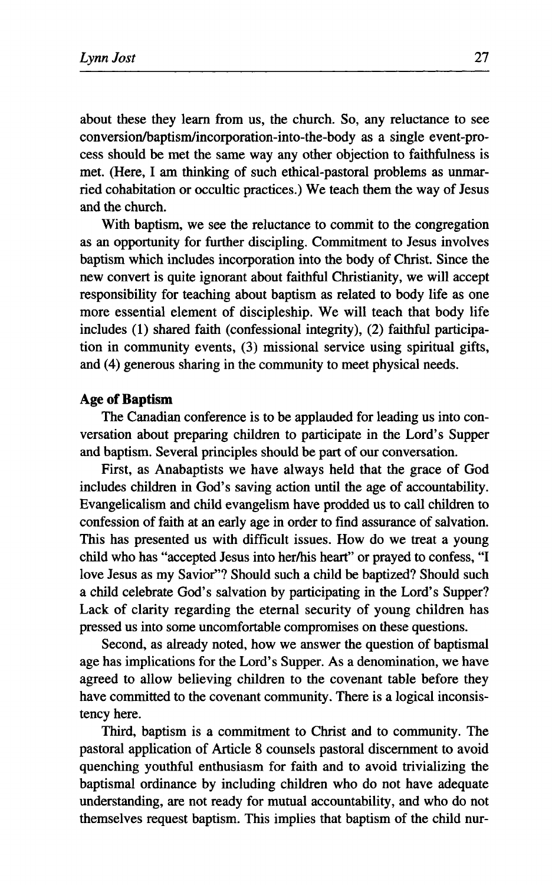about these they learn from us, the church. So, any reluctance to see conversion/baptism/incorporation-into-the-body as a single event-process should be met the same way any other objection to faithfulness is met. (Here, I am thinking of such ethical-pastoral problems as unmarried cohabitation or occultic practices.) We teach them the way of Jesus and the church.

With baptism, we see the reluctance to commit to the congregation as an opportunity for further discipling. Commitment to Jesus involves baptism which includes incorporation into the body of Christ. Since the new convert is quite ignorant about faithful Christianity, we will accept responsibility for teaching about baptism as related to body life as one more essential element of discipleship. We will teach that body life includes (1) shared faith (confessional integrity), (2) faithful participation in community events, (3) missional service using spiritual gifts, and (4) generous sharing in the community to meet physical needs.

### Age of Baptism

The Canadian conference is to be applauded for leading us into conversation about preparing children to participate in the Lord's Supper and baptism. Several principles should be part of our conversation.

First, as Anabaptists we have always held that the grace of God includes children in God's saving action until the age of accountability. Evangelicalism and child evangelism have prodded us to call children to confession of faith at an early age in order to find assurance of salvation. This has presented us with difficult issues. How do we treat a young child who has "accepted Jesus into her/his heart" or prayed to confess, "I love Jesus as my Savior"? Should such a child be baptized? Should such a child celebrate God's salvation by participating in the Lord's Supper? Lack of clarity regarding the eternal security of young children has pressed us into some uncomfortable compromises on these questions.

Second, as already noted, how we answer the question of baptismal age has implications for the Lord's Supper. As a denomination, we have agreed to allow believing children to the covenant table before they have committed to the covenant community. There is a logical inconsistency here.

Third, baptism is a commitment to Christ and to community. The pastoral application of Article 8 counsels pastoral discernment to avoid quenching youthful enthusiasm for faith and to avoid trivializing the baptismal ordinance by including children who do not have adequate understanding, are not ready for mutual accountability, and who do not themselves request baptism. This implies that baptism of the child nur-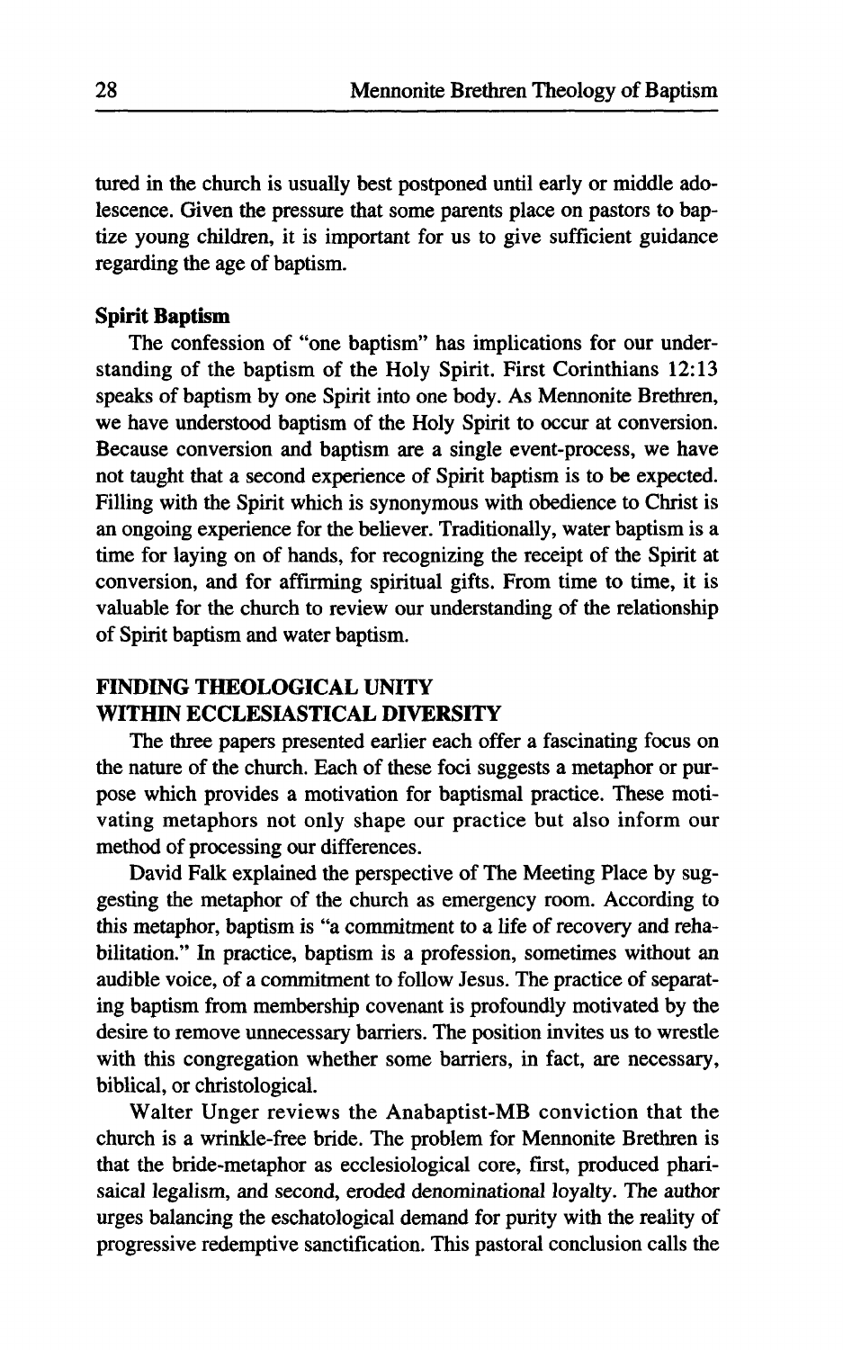tured in the church is usually best postponed until early or middle adolescence. Given the pressure that some parents place on pastors to baptize young children, it is important for us to give sufficient guidance regarding the age of baptism.

**Spirit Baptism**

The confession of "one baptism" has implications for our understanding of the baptism of the Holy Spirit. First Corinthians 12:13 speaks of baptism by one Spirit into one body. As Mennonite Brethren, we have understood baptism of the Holy Spirit to occur at conversion. Because conversion and baptism are a single event-process, we have not taught that a second experience of Spirit baptism is to be expected. Filling with the Spirit which is synonymous with obedience to Christ is an ongoing experience for the believer. Traditionally, water baptism is a time for laying on of hands, for recognizing the receipt of the Spirit at conversion, and for affirming spiritual gifts. From time to time, it is valuable for the church to review our understanding of the relationship of Spirit baptism and water baptism.

## FINDING THEOLOGICAL UNITY WITHIN ECCLESIASTICAL DIVERSITY

The three papers presented earlier each offer a fascinating focus on the nature of the church. Each of these foci suggests a metaphor or purpose which provides a motivation for baptismal practice. These motivating metaphors not only shape our practice but also inform our method of processing our differences.

David Falk explained the perspective of The Meeting Place by suggesting the metaphor of the church as emergency room. According to this metaphor, baptism is "a commitment to a life of recovery and rehabilitation." In practice, baptism is a profession, sometimes without an audible voice, of a commitment to follow Jesus. The practice of separating baptism from membership covenant is profoundly motivated by the desire to remove unnecessary barriers. The position invites us to wrestle with this congregation whether some barriers, in fact, are necessary, biblical, or christological.

Walter Unger reviews the Anabaptist-MB conviction that the church is a wrinkle-free bride. The problem for Mennonite Brethren is that the bride-metaphor as ecclesiological core, first, produced pharisaical legalism, and second, eroded denominational loyalty. The author urges balancing the eschatological demand for purity with the reality of progressive redemptive sanctification. This pastoral conclusion calls the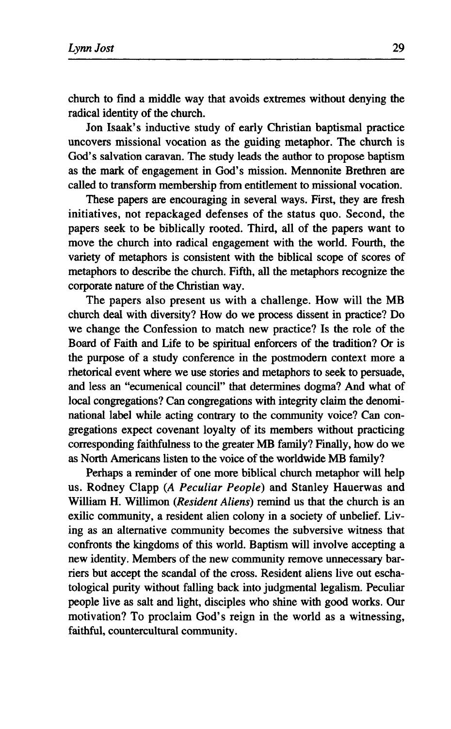church to find a middle way that avoids extremes without denying the radical identity of the church.

Jon Isaak's inductive study of early Christian baptismal practice uncovers missional vocation as the guiding metaphor. The church is God's salvation caravan. The study leads the author to propose baptism as the mark of engagement in God's mission. Mennonite Brethren are called to transform membership from entitlement to missional vocation.

These papers are encouraging in several ways. First, they are fresh initiatives, not repackaged defenses of the status quo. Second, the papers seek to be biblically rooted. Third, all of the papers want to move the church into radical engagement with the world. Fourth, the variety of metaphors is consistent with the biblical scope of scores of metaphors to describe the church. Fifth, all the metaphors recognize the corporate nature of the Christian way.

The papers also present us with a challenge. How will the MB church deal with diversity? How do we process dissent in practice? Do we change the Confession to match new practice? Is the role of the Board of Faith and Life to be spiritual enforcers of the tradition? Or is the purpose of a study conference in the postmodern context more a rhetorical event where we use stories and metaphors to seek to persuade, and less an "ecumenical council" that determines dogma? And what of local congregations? Can congregations with integrity claim the denominational label while acting contrary to the community voice? Can congregations expect covenant loyalty of its members without practicing corresponding faithfulness to the greater MB family? Finally, how do we as North Americans listen to the voice of the worldwide MB family?

Perhaps a reminder of one more biblical church metaphor will help us. Rodney Clapp (*A Peculiar People*) and Stanley Hauerwas and William H. Willimon (*Resident Aliens*) remind us that the church is an exilic community, a resident alien colony in a society of unbelief. Living as an alternative community becomes the subversive witness that confronts the kingdoms of this world. Baptism will involve accepting a new identity. Members of the new community remove unnecessary barriers but accept the scandal of the cross. Resident aliens live out eschatological purity without falling back into judgmental legalism. Peculiar people live as salt and light, disciples who shine with good works. Our motivation? To proclaim God's reign in the world as a witnessing, faithful, countercultural community.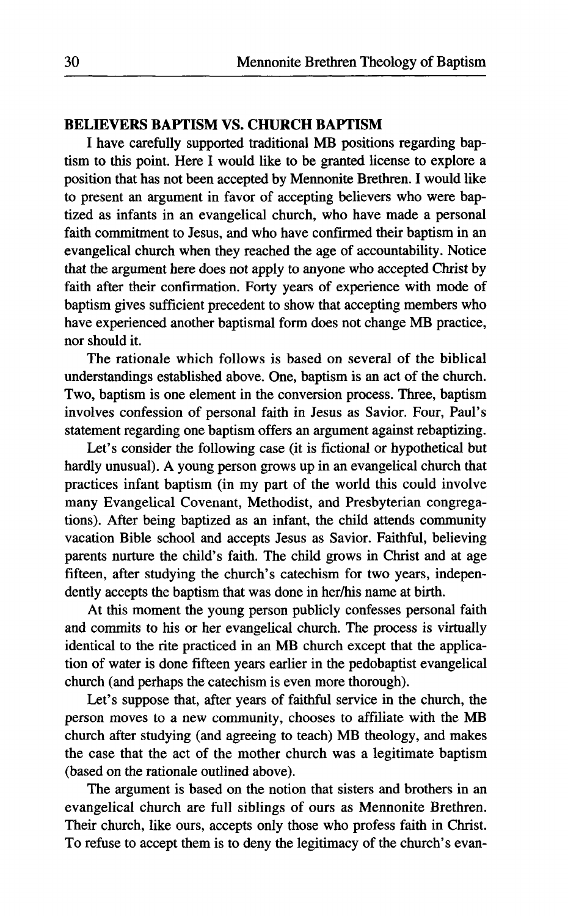## BELIEVERS BAPTISM VS. CHURCH BAPTISM

I have carefully supported traditional MB positions regarding baptism to this point. Here I would like to be granted license to explore a position that has not been accepted by Mennonite Brethren. I would like to present an argument in favor of accepting believers who were baptized as infants in an evangelical church, who have made a personal faith commitment to Jesus, and who have confirmed their baptism in an evangelical church when they reached the age of accountability. Notice that the argument here does not apply to anyone who accepted Christ by faith after their confirmation. Forty years of experience with mode of baptism gives sufficient precedent to show that accepting members who have experienced another baptismal form does not change MB practice, nor should it.

The rationale which follows is based on several of the biblical understandings established above. One, baptism is an act of the church. Two, baptism is one element in the conversion process. Three, baptism involves confession of personal faith in Jesus as Savior. Four, Paul's statement regarding one baptism offers an argument against rebaptizing.

Let's consider the following case (it is fictional or hypothetical but hardly unusual). A young person grows up in an evangelical church that practices infant baptism (in my part of the world this could involve many Evangelical Covenant, Methodist, and Presbyterian congregations). After being baptized as an infant, the child attends community vacation Bible school and accepts Jesus as Savior. Faithful, believing parents nurture the child's faith. The child grows in Christ and at age fifteen, after studying the church's catechism for two years, independently accepts the baptism that was done in her/his name at birth.

At this moment the young person publicly confesses personal faith and commits to his or her evangelical church. The process is virtually identical to the rite practiced in an MB church except that the application of water is done fifteen years earlier in the pedobaptist evangelical church (and perhaps the catechism is even more thorough).

Let's suppose that, after years of faithful service in the church, the person moves to a new community, chooses to affiliate with the MB church after studying (and agreeing to teach) MB theology, and makes the case that the act of the mother church was a legitimate baptism (based on the rationale outlined above).

The argument is based on the notion that sisters and brothers in an evangelical church are full siblings of ours as Mennonite Brethren. Their church, like ours, accepts only those who profess faith in Christ. To refuse to accept them is to deny the legitimacy of the church's evan-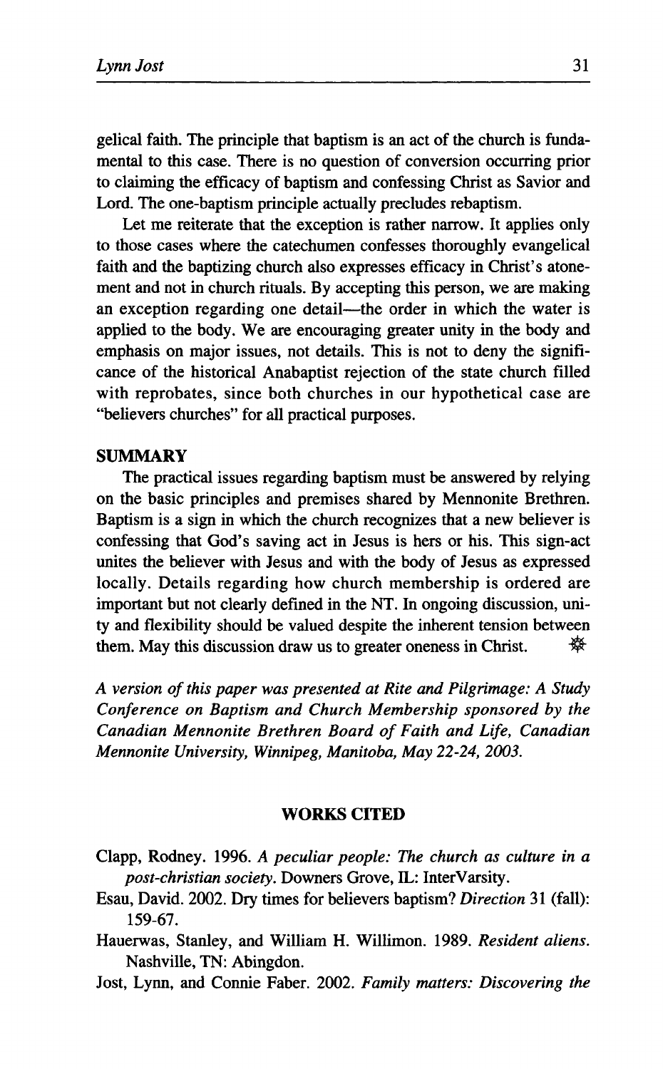gelical faith. The principle that baptism is an act of the church is fundamental to this case. There is no question of conversion occurring prior to claiming the efficacy of baptism and confessing Christ as Savior and Lord. The one-baptism principle actually precludes rebaptism.

Let me reiterate that the exception is rather narrow. It applies only to those cases where the catechumen confesses thoroughly evangelical faith and the baptizing church also expresses efficacy in Christ's atonement and not in church rituals. By accepting this person, we are making an exception regarding one detail—the order in which the water is applied to the body. We are encouraging greater unity in the body and emphasis on major issues, not details. This is not to deny the significance of the historical Anabaptist rejection of the state church filled with reprobates, since both churches in our hypothetical case are "believers churches" for all practical purposes.

## SUMMARY

The practical issues regarding baptism must be answered by relying on the basic principles and premises shared by Mennonite Brethren. Baptism is a sign in which the church recognizes that a new believer is confessing that God's saving act in Jesus is hers or his. This sign-act unites the believer with Jesus and with the body of Jesus as expressed locally. Details regarding how church membership is ordered are important but not clearly defined in the NT. In ongoing discussion, unity and flexibility should be valued despite the inherent tension between them. May this discussion draw us to greater oneness in Christ.

*A version of this paper was presented at Rite and Pilgrimage: A Study Conference on Baptism and Church Membership sponsored by the Canadian Mennonite Brethren Board of Faith and Life, Canadian Mennonite University, Winnipeg, Manitoba, May 22-24, 2003.*

## WORKS CITED

Clapp, Rodney. 1996. *A peculiar people: The church as culture in a post-christian society.* Downers Grove, IL: InterVarsity.

Esau, David. 2002. Dry times for believers baptism? *Direction* 31 (fall): 159-67.

Hauerwas, Stanley, and William H. Willimon. 1989. *Resident aliens.* Nashville, TN: Abingdon.

Jost, Lynn, and Connie Faber. 2002. *Family matters: Discovering the*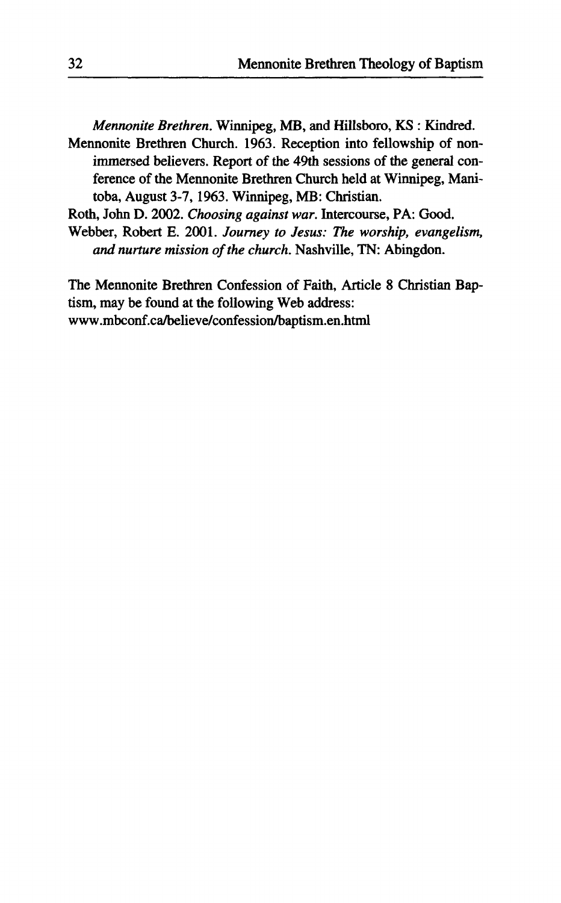*Mennonite Brethren*. Winnipeg, MB, and Hillsboro, KS : Kindred.

Mennonite Brethren Church. 1963. Reception into fellowship of non-immersed believers. Report of the 49th sessions of the general conference of the Mennonite Brethren Church held at Winnipeg, Manitoba, August 3-7, 1963. Winnipeg, MB: Christian.

Roth, John D. 2002. *Choosing against war*. Intercourse, PA: Good.

Webber, Robert E. 2001. *Journey to Jesus: The worship, evangelism, and nurture mission of the church*. Nashville, TN: Abingdon.

The Mennonite Brethren Confession of Faith, Article 8 Christian Baptism, may be found at the following Web address: www.mbconf.ca/believe/confession/baptism.en.html